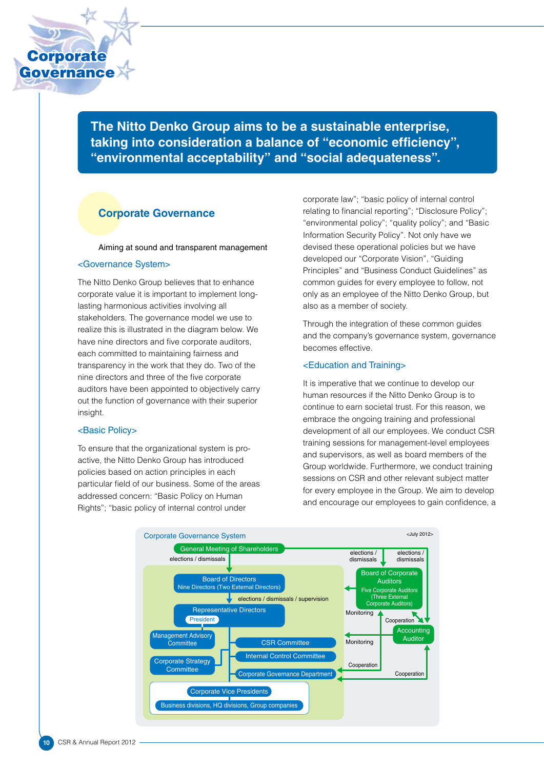# Corporate Governance

## The Nitto Denko Group aims to be a sustainable enterprise, taking into consideration a balance of "economic efficiency", "environmental acceptability" and "social adequateness".

## Corporate Governance

Aiming at sound and transparent management

### <Governance System>

The Nitto Denko Group believes that to enhance corporate value it is important to implement long-lasting harmonious activities involving all stakeholders. The governance model we use to realize this is illustrated in the diagram below. We have nine directors and five corporate auditors, each committed to maintaining fairness and transparency in the work that they do. Two of the nine directors and three of the five corporate auditors have been appointed to objectively carry out the function of governance with their superior insight.

### <Basic Policy>

To ensure that the organizational system is pro-active, the Nitto Denko Group has introduced policies based on action principles in each particular field of our business. Some of the areas addressed concern: "Basic Policy on Human Rights"; "basic policy of internal control under corporate law"; "basic policy of internal control relating to financial reporting"; "Disclosure Policy"; "environmental policy"; "quality policy"; and "Basic Information Security Policy". Not only have we devised these operational policies but we have developed our "Corporate Vision", "Guiding Principles" and "Business Conduct Guidelines" as common guides for every employee to follow, not only as an employee of the Nitto Denko Group, but also as a member of society.

Through the integration of these common guides and the company's governance system, governance becomes effective.

### <Education and Training>

It is imperative that we continue to develop our human resources if the Nitto Denko Group is to continue to earn societal trust. For this reason, we embrace the ongoing training and professional development of all our employees. We conduct CSR training sessions for management-level employees and supervisors, as well as board members of the Group worldwide. Furthermore, we conduct training sessions on CSR and other relevant subject matter for every employee in the Group. We aim to develop and encourage our employees to gain confidence, a

**Corporate Governance System** <July 2012>

- General Meeting of Shareholders
  - elections / dismissals → Board of Directors (Nine Directors (Two External Directors))
  - elections / dismissals → Board of Corporate Auditors (Five Corporate Auditors (Three External Corporate Auditors))
  - elections / dismissals → Accounting Auditor
- Board of Directors — elections / dismissals / supervision → Representative Directors (President)
- Representative Directors
  - Management Advisory Committee
  - Corporate Strategy Committee
  - CSR Committee
  - Internal Control Committee
  - Corporate Governance Department
- Corporate Vice Presidents
  - Business divisions, HQ divisions, Group companies
- Board of Corporate Auditors — Monitoring → Board of Directors / Representative Directors
- Board of Corporate Auditors — Cooperation — Accounting Auditor
- Board of Corporate Auditors — Cooperation — Corporate Governance Department
- Accounting Auditor — Monitoring → Representative Directors
- Accounting Auditor — Cooperation — Corporate Governance Department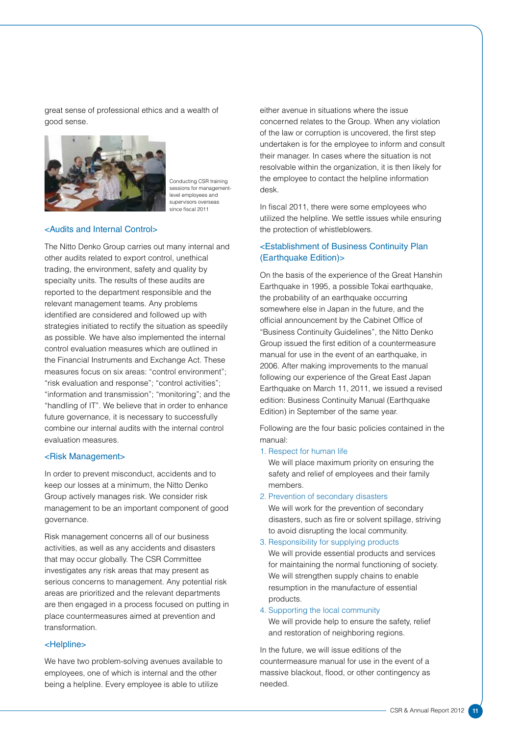great sense of professional ethics and a wealth of good sense.

Conducting CSR training sessions for management-level employees and supervisors overseas since fiscal 2011

## <Audits and Internal Control>

The Nitto Denko Group carries out many internal and other audits related to export control, unethical trading, the environment, safety and quality by specialty units. The results of these audits are reported to the department responsible and the relevant management teams. Any problems identified are considered and followed up with strategies initiated to rectify the situation as speedily as possible. We have also implemented the internal control evaluation measures which are outlined in the Financial Instruments and Exchange Act. These measures focus on six areas: "control environment"; "risk evaluation and response"; "control activities"; "information and transmission"; "monitoring"; and the "handling of IT". We believe that in order to enhance future governance, it is necessary to successfully combine our internal audits with the internal control evaluation measures.

## <Risk Management>

In order to prevent misconduct, accidents and to keep our losses at a minimum, the Nitto Denko Group actively manages risk. We consider risk management to be an important component of good governance.

Risk management concerns all of our business activities, as well as any accidents and disasters that may occur globally. The CSR Committee investigates any risk areas that may present as serious concerns to management. Any potential risk areas are prioritized and the relevant departments are then engaged in a process focused on putting in place countermeasures aimed at prevention and transformation.

## <Helpline>

We have two problem-solving avenues available to employees, one of which is internal and the other being a helpline. Every employee is able to utilize either avenue in situations where the issue concerned relates to the Group. When any violation of the law or corruption is uncovered, the first step undertaken is for the employee to inform and consult their manager. In cases where the situation is not resolvable within the organization, it is then likely for the employee to contact the helpline information desk.

In fiscal 2011, there were some employees who utilized the helpline. We settle issues while ensuring the protection of whistleblowers.

## <Establishment of Business Continuity Plan (Earthquake Edition)>

On the basis of the experience of the Great Hanshin Earthquake in 1995, a possible Tokai earthquake, the probability of an earthquake occurring somewhere else in Japan in the future, and the official announcement by the Cabinet Office of "Business Continuity Guidelines", the Nitto Denko Group issued the first edition of a countermeasure manual for use in the event of an earthquake, in 2006. After making improvements to the manual following our experience of the Great East Japan Earthquake on March 11, 2011, we issued a revised edition: Business Continuity Manual (Earthquake Edition) in September of the same year.

Following are the four basic policies contained in the manual:

1. Respect for human life
   We will place maximum priority on ensuring the safety and relief of employees and their family members.
2. Prevention of secondary disasters
   We will work for the prevention of secondary disasters, such as fire or solvent spillage, striving to avoid disrupting the local community.
3. Responsibility for supplying products
   We will provide essential products and services for maintaining the normal functioning of society. We will strengthen supply chains to enable resumption in the manufacture of essential products.
4. Supporting the local community
   We will provide help to ensure the safety, relief and restoration of neighboring regions.

In the future, we will issue editions of the countermeasure manual for use in the event of a massive blackout, flood, or other contingency as needed.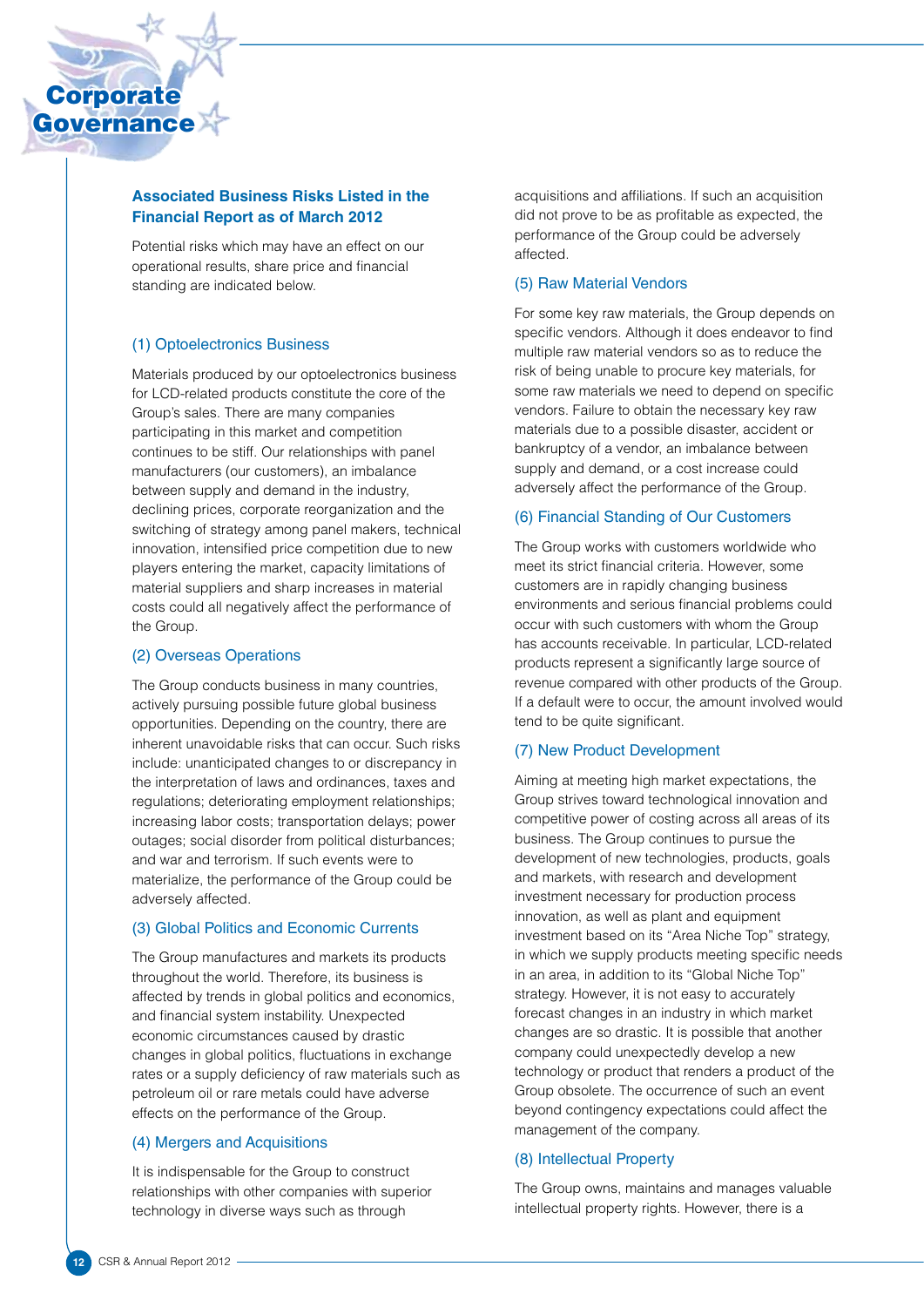# Corporate Governance

## Associated Business Risks Listed in the Financial Report as of March 2012

Potential risks which may have an effect on our operational results, share price and financial standing are indicated below.

### (1) Optoelectronics Business

Materials produced by our optoelectronics business for LCD-related products constitute the core of the Group's sales. There are many companies participating in this market and competition continues to be stiff. Our relationships with panel manufacturers (our customers), an imbalance between supply and demand in the industry, declining prices, corporate reorganization and the switching of strategy among panel makers, technical innovation, intensified price competition due to new players entering the market, capacity limitations of material suppliers and sharp increases in material costs could all negatively affect the performance of the Group.

### (2) Overseas Operations

The Group conducts business in many countries, actively pursuing possible future global business opportunities. Depending on the country, there are inherent unavoidable risks that can occur. Such risks include: unanticipated changes to or discrepancy in the interpretation of laws and ordinances, taxes and regulations; deteriorating employment relationships; increasing labor costs; transportation delays; power outages; social disorder from political disturbances; and war and terrorism. If such events were to materialize, the performance of the Group could be adversely affected.

### (3) Global Politics and Economic Currents

The Group manufactures and markets its products throughout the world. Therefore, its business is affected by trends in global politics and economics, and financial system instability. Unexpected economic circumstances caused by drastic changes in global politics, fluctuations in exchange rates or a supply deficiency of raw materials such as petroleum oil or rare metals could have adverse effects on the performance of the Group.

### (4) Mergers and Acquisitions

It is indispensable for the Group to construct relationships with other companies with superior technology in diverse ways such as through acquisitions and affiliations. If such an acquisition did not prove to be as profitable as expected, the performance of the Group could be adversely affected.

### (5) Raw Material Vendors

For some key raw materials, the Group depends on specific vendors. Although it does endeavor to find multiple raw material vendors so as to reduce the risk of being unable to procure key materials, for some raw materials we need to depend on specific vendors. Failure to obtain the necessary key raw materials due to a possible disaster, accident or bankruptcy of a vendor, an imbalance between supply and demand, or a cost increase could adversely affect the performance of the Group.

### (6) Financial Standing of Our Customers

The Group works with customers worldwide who meet its strict financial criteria. However, some customers are in rapidly changing business environments and serious financial problems could occur with such customers with whom the Group has accounts receivable. In particular, LCD-related products represent a significantly large source of revenue compared with other products of the Group. If a default were to occur, the amount involved would tend to be quite significant.

### (7) New Product Development

Aiming at meeting high market expectations, the Group strives toward technological innovation and competitive power of costing across all areas of its business. The Group continues to pursue the development of new technologies, products, goals and markets, with research and development investment necessary for production process innovation, as well as plant and equipment investment based on its "Area Niche Top" strategy, in which we supply products meeting specific needs in an area, in addition to its "Global Niche Top" strategy. However, it is not easy to accurately forecast changes in an industry in which market changes are so drastic. It is possible that another company could unexpectedly develop a new technology or product that renders a product of the Group obsolete. The occurrence of such an event beyond contingency expectations could affect the management of the company.

### (8) Intellectual Property

The Group owns, maintains and manages valuable intellectual property rights. However, there is a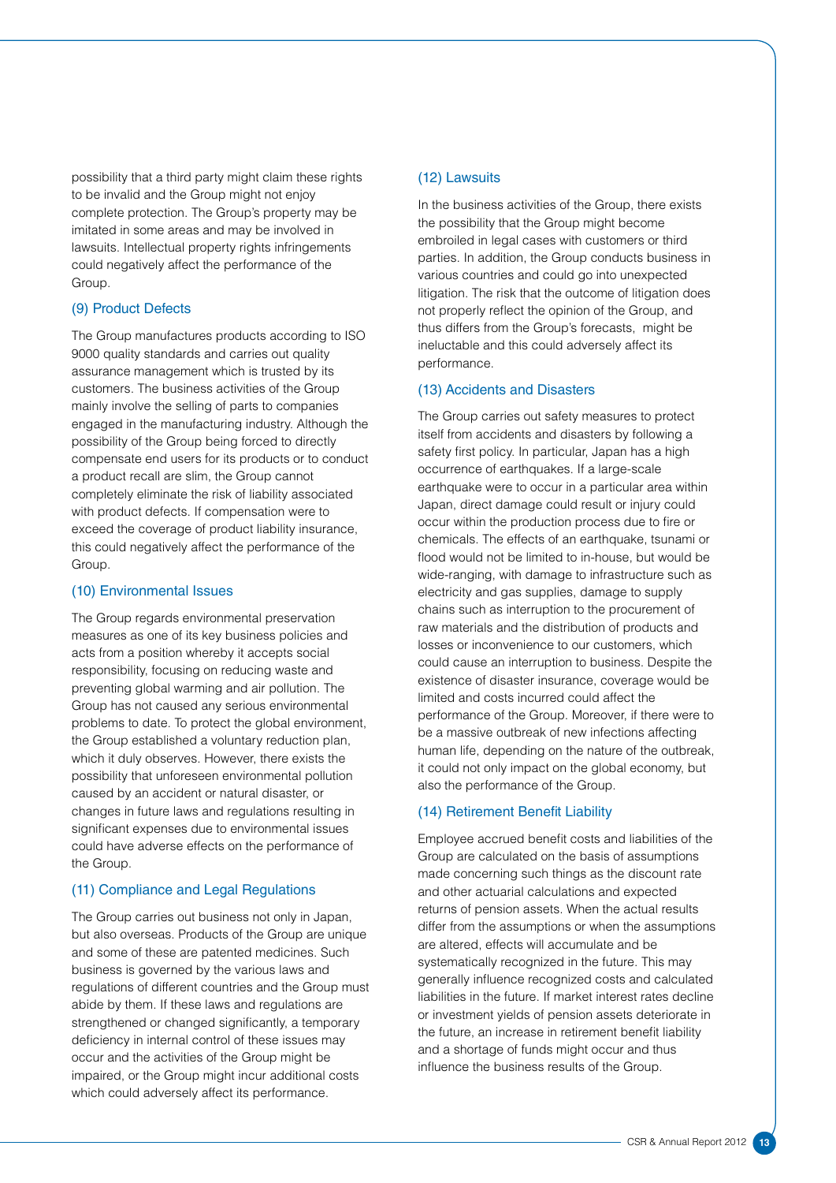possibility that a third party might claim these rights to be invalid and the Group might not enjoy complete protection. The Group's property may be imitated in some areas and may be involved in lawsuits. Intellectual property rights infringements could negatively affect the performance of the Group.

### (9) Product Defects

The Group manufactures products according to ISO 9000 quality standards and carries out quality assurance management which is trusted by its customers. The business activities of the Group mainly involve the selling of parts to companies engaged in the manufacturing industry. Although the possibility of the Group being forced to directly compensate end users for its products or to conduct a product recall are slim, the Group cannot completely eliminate the risk of liability associated with product defects. If compensation were to exceed the coverage of product liability insurance, this could negatively affect the performance of the Group.

### (10) Environmental Issues

The Group regards environmental preservation measures as one of its key business policies and acts from a position whereby it accepts social responsibility, focusing on reducing waste and preventing global warming and air pollution. The Group has not caused any serious environmental problems to date. To protect the global environment, the Group established a voluntary reduction plan, which it duly observes. However, there exists the possibility that unforeseen environmental pollution caused by an accident or natural disaster, or changes in future laws and regulations resulting in significant expenses due to environmental issues could have adverse effects on the performance of the Group.

### (11) Compliance and Legal Regulations

The Group carries out business not only in Japan, but also overseas. Products of the Group are unique and some of these are patented medicines. Such business is governed by the various laws and regulations of different countries and the Group must abide by them. If these laws and regulations are strengthened or changed significantly, a temporary deficiency in internal control of these issues may occur and the activities of the Group might be impaired, or the Group might incur additional costs which could adversely affect its performance.

### (12) Lawsuits

In the business activities of the Group, there exists the possibility that the Group might become embroiled in legal cases with customers or third parties. In addition, the Group conducts business in various countries and could go into unexpected litigation. The risk that the outcome of litigation does not properly reflect the opinion of the Group, and thus differs from the Group's forecasts, might be ineluctable and this could adversely affect its performance.

### (13) Accidents and Disasters

The Group carries out safety measures to protect itself from accidents and disasters by following a safety first policy. In particular, Japan has a high occurrence of earthquakes. If a large-scale earthquake were to occur in a particular area within Japan, direct damage could result or injury could occur within the production process due to fire or chemicals. The effects of an earthquake, tsunami or flood would not be limited to in-house, but would be wide-ranging, with damage to infrastructure such as electricity and gas supplies, damage to supply chains such as interruption to the procurement of raw materials and the distribution of products and losses or inconvenience to our customers, which could cause an interruption to business. Despite the existence of disaster insurance, coverage would be limited and costs incurred could affect the performance of the Group. Moreover, if there were to be a massive outbreak of new infections affecting human life, depending on the nature of the outbreak, it could not only impact on the global economy, but also the performance of the Group.

### (14) Retirement Benefit Liability

Employee accrued benefit costs and liabilities of the Group are calculated on the basis of assumptions made concerning such things as the discount rate and other actuarial calculations and expected returns of pension assets. When the actual results differ from the assumptions or when the assumptions are altered, effects will accumulate and be systematically recognized in the future. This may generally influence recognized costs and calculated liabilities in the future. If market interest rates decline or investment yields of pension assets deteriorate in the future, an increase in retirement benefit liability and a shortage of funds might occur and thus influence the business results of the Group.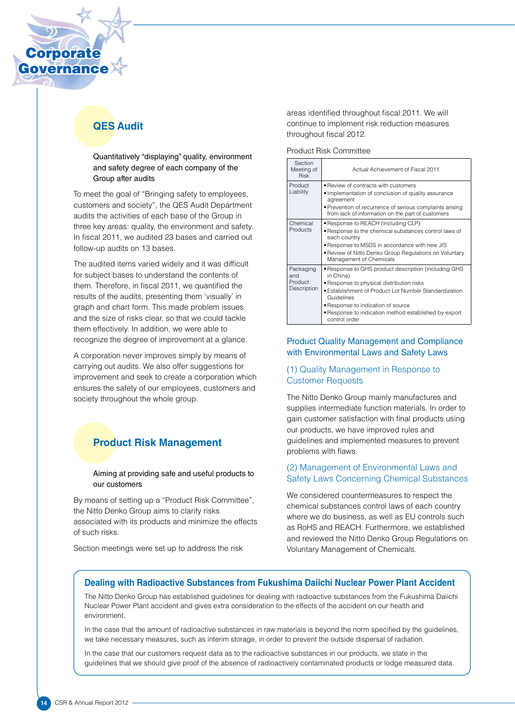# Corporate Governance

## QES Audit

Quantitatively "displaying" quality, environment and safety degree of each company of the Group after audits

To meet the goal of "Bringing safety to employees, customers and society", the QES Audit Department audits the activities of each base of the Group in three key areas: quality, the environment and safety. In fiscal 2011, we audited 23 bases and carried out follow-up audits on 13 bases.

The audited items varied widely and it was difficult for subject bases to understand the contents of them. Therefore, in fiscal 2011, we quantified the results of the audits, presenting them 'visually' in graph and chart form. This made problem issues and the size of risks clear, so that we could tackle them effectively. In addition, we were able to recognize the degree of improvement at a glance.

A corporation never improves simply by means of carrying out audits. We also offer suggestions for improvement and seek to create a corporation which ensures the safety of our employees, customers and society throughout the whole group.

## Product Risk Management

Aiming at providing safe and useful products to our customers

By means of setting up a "Product Risk Committee", the Nitto Denko Group aims to clarify risks associated with its products and minimize the effects of such risks.

Section meetings were set up to address the risk areas identified throughout fiscal 2011. We will continue to implement risk reduction measures throughout fiscal 2012.

Product Risk Committee

| Section Meeting of Risk | Actual Achievement of Fiscal 2011 |
|---|---|
| Product Liability | • Review of contracts with customers<br>• Implementation of conclusion of quality assurance agreement<br>• Prevention of recurrence of serious complaints arising from lack of information on the part of customers |
| Chemical Products | • Response to REACH (including CLP)<br>• Response to the chemical substances control laws of each country<br>• Response to MSDS in accordance with new JIS<br>• Review of Nitto Denko Group Regulations on Voluntary Management of Chemicals |
| Packaging and Product Description | • Response to GHS product description (including GHS in China)<br>• Response to physical distribution risks<br>• Establishment of Product Lot Number Standardization Guidelines<br>• Response to indication of source<br>• Response to indication method established by export control order |

### Product Quality Management and Compliance with Environmental Laws and Safety Laws

#### (1) Quality Management in Response to Customer Requests

The Nitto Denko Group mainly manufactures and supplies intermediate function materials. In order to gain customer satisfaction with final products using our products, we have improved rules and guidelines and implemented measures to prevent problems with flaws.

#### (2) Management of Environmental Laws and Safety Laws Concerning Chemical Substances

We considered countermeasures to respect the chemical substances control laws of each country where we do business, as well as EU controls such as RoHS and REACH. Furthermore, we established and reviewed the Nitto Denko Group Regulations on Voluntary Management of Chemicals.

### Dealing with Radioactive Substances from Fukushima Daiichi Nuclear Power Plant Accident

The Nitto Denko Group has established guidelines for dealing with radioactive substances from the Fukushima Daiichi Nuclear Power Plant accident and gives extra consideration to the effects of the accident on our health and environment.

In the case that the amount of radioactive substances in raw materials is beyond the norm specified by the guidelines, we take necessary measures, such as interim storage, in order to prevent the outside dispersal of radiation.

In the case that our customers request data as to the radioactive substances in our products, we state in the guidelines that we should give proof of the absence of radioactively contaminated products or lodge measured data.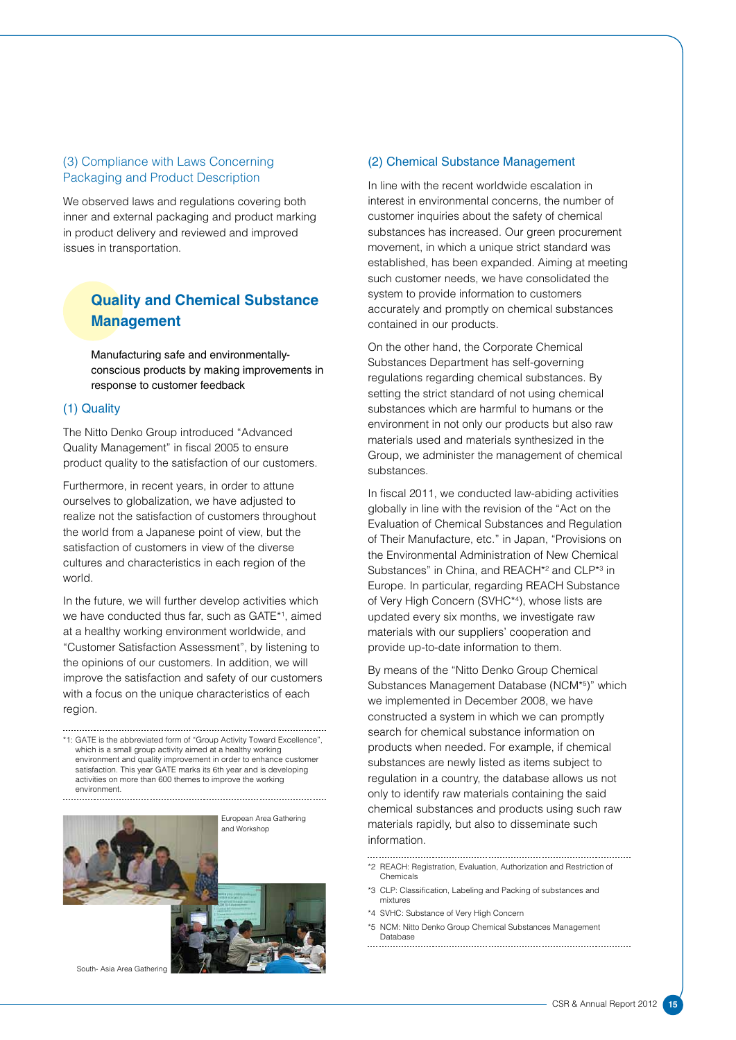### (3) Compliance with Laws Concerning Packaging and Product Description

We observed laws and regulations covering both inner and external packaging and product marking in product delivery and reviewed and improved issues in transportation.

## Quality and Chemical Substance Management

Manufacturing safe and environmentally-conscious products by making improvements in response to customer feedback

### (1) Quality

The Nitto Denko Group introduced "Advanced Quality Management" in fiscal 2005 to ensure product quality to the satisfaction of our customers.

Furthermore, in recent years, in order to attune ourselves to globalization, we have adjusted to realize not the satisfaction of customers throughout the world from a Japanese point of view, but the satisfaction of customers in view of the diverse cultures and characteristics in each region of the world.

In the future, we will further develop activities which we have conducted thus far, such as GATE*1, aimed at a healthy working environment worldwide, and "Customer Satisfaction Assessment", by listening to the opinions of our customers. In addition, we will improve the satisfaction and safety of our customers with a focus on the unique characteristics of each region.

*1: GATE is the abbreviated form of "Group Activity Toward Excellence", which is a small group activity aimed at a healthy working environment and quality improvement in order to enhance customer satisfaction. This year GATE marks its 6th year and is developing activities on more than 600 themes to improve the working environment.

European Area Gathering and Workshop

South- Asia Area Gathering

### (2) Chemical Substance Management

In line with the recent worldwide escalation in interest in environmental concerns, the number of customer inquiries about the safety of chemical substances has increased. Our green procurement movement, in which a unique strict standard was established, has been expanded. Aiming at meeting such customer needs, we have consolidated the system to provide information to customers accurately and promptly on chemical substances contained in our products.

On the other hand, the Corporate Chemical Substances Department has self-governing regulations regarding chemical substances. By setting the strict standard of not using chemical substances which are harmful to humans or the environment in not only our products but also raw materials used and materials synthesized in the Group, we administer the management of chemical substances.

In fiscal 2011, we conducted law-abiding activities globally in line with the revision of the "Act on the Evaluation of Chemical Substances and Regulation of Their Manufacture, etc." in Japan, "Provisions on the Environmental Administration of New Chemical Substances" in China, and REACH*2 and CLP*3 in Europe. In particular, regarding REACH Substance of Very High Concern (SVHC*4), whose lists are updated every six months, we investigate raw materials with our suppliers' cooperation and provide up-to-date information to them.

By means of the "Nitto Denko Group Chemical Substances Management Database (NCM*5)" which we implemented in December 2008, we have constructed a system in which we can promptly search for chemical substance information on products when needed. For example, if chemical substances are newly listed as items subject to regulation in a country, the database allows us not only to identify raw materials containing the said chemical substances and products using such raw materials rapidly, but also to disseminate such information.

*2 REACH: Registration, Evaluation, Authorization and Restriction of Chemicals

*3 CLP: Classification, Labeling and Packing of substances and mixtures

*4 SVHC: Substance of Very High Concern

*5 NCM: Nitto Denko Group Chemical Substances Management Database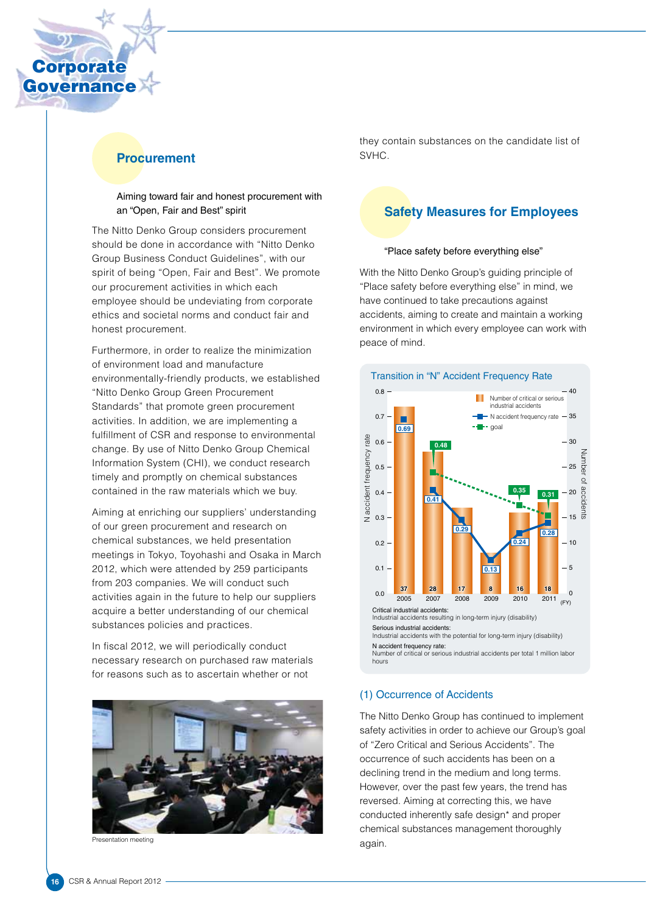# Corporate Governance

## Procurement

Aiming toward fair and honest procurement with an "Open, Fair and Best" spirit

The Nitto Denko Group considers procurement should be done in accordance with "Nitto Denko Group Business Conduct Guidelines", with our spirit of being "Open, Fair and Best". We promote our procurement activities in which each employee should be undeviating from corporate ethics and societal norms and conduct fair and honest procurement.

Furthermore, in order to realize the minimization of environment load and manufacture environmentally-friendly products, we established "Nitto Denko Group Green Procurement Standards" that promote green procurement activities. In addition, we are implementing a fulfillment of CSR and response to environmental change. By use of Nitto Denko Group Chemical Information System (CHI), we conduct research timely and promptly on chemical substances contained in the raw materials which we buy.

Aiming at enriching our suppliers' understanding of our green procurement and research on chemical substances, we held presentation meetings in Tokyo, Toyohashi and Osaka in March 2012, which were attended by 259 participants from 203 companies. We will conduct such activities again in the future to help our suppliers acquire a better understanding of our chemical substances policies and practices.

In fiscal 2012, we will periodically conduct necessary research on purchased raw materials for reasons such as to ascertain whether or not they contain substances on the candidate list of SVHC.

Presentation meeting

## Safety Measures for Employees

"Place safety before everything else"

With the Nitto Denko Group's guiding principle of "Place safety before everything else" in mind, we have continued to take precautions against accidents, aiming to create and maintain a working environment in which every employee can work with peace of mind.

**Transition in "N" Accident Frequency Rate**

| FY | Number of critical or serious industrial accidents | N accident frequency rate | Goal |
|---|---|---|---|
| 2005 | 37 | 0.69 | |
| 2007 | 28 | 0.41 | 0.48 |
| 2008 | 17 | 0.29 | |
| 2009 | 8 | 0.13 | |
| 2010 | 16 | 0.24 | 0.35 |
| 2011 | 18 | 0.28 | 0.31 |

Critical industrial accidents:
Industrial accidents resulting in long-term injury (disability)

Serious industrial accidents:
Industrial accidents with the potential for long-term injury (disability)

N accident frequency rate:
Number of critical or serious industrial accidents per total 1 million labor hours

### (1) Occurrence of Accidents

The Nitto Denko Group has continued to implement safety activities in order to achieve our Group's goal of "Zero Critical and Serious Accidents". The occurrence of such accidents has been on a declining trend in the medium and long terms. However, over the past few years, the trend has reversed. Aiming at correcting this, we have conducted inherently safe design* and proper chemical substances management thoroughly again.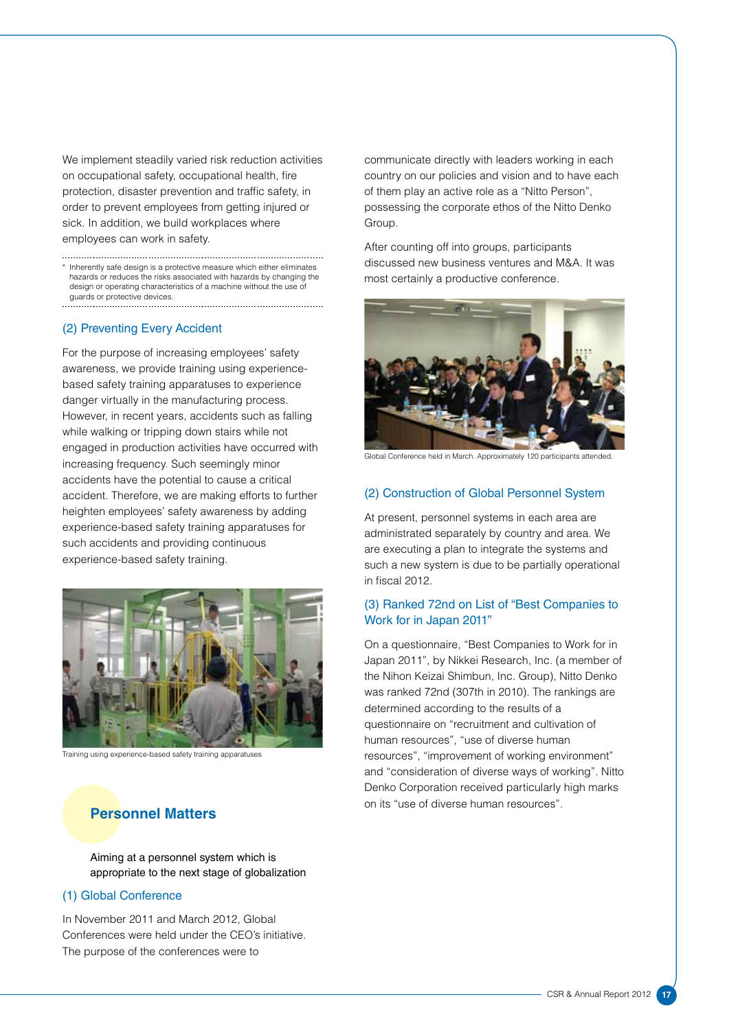We implement steadily varied risk reduction activities on occupational safety, occupational health, fire protection, disaster prevention and traffic safety, in order to prevent employees from getting injured or sick. In addition, we build workplaces where employees can work in safety.

\* Inherently safe design is a protective measure which either eliminates hazards or reduces the risks associated with hazards by changing the design or operating characteristics of a machine without the use of guards or protective devices.

### (2) Preventing Every Accident

For the purpose of increasing employees' safety awareness, we provide training using experience-based safety training apparatuses to experience danger virtually in the manufacturing process. However, in recent years, accidents such as falling while walking or tripping down stairs while not engaged in production activities have occurred with increasing frequency. Such seemingly minor accidents have the potential to cause a critical accident. Therefore, we are making efforts to further heighten employees' safety awareness by adding experience-based safety training apparatuses for such accidents and providing continuous experience-based safety training.

Training using experience-based safety training apparatuses

## Personnel Matters

Aiming at a personnel system which is appropriate to the next stage of globalization

### (1) Global Conference

In November 2011 and March 2012, Global Conferences were held under the CEO's initiative. The purpose of the conferences were to communicate directly with leaders working in each country on our policies and vision and to have each of them play an active role as a "Nitto Person", possessing the corporate ethos of the Nitto Denko Group.

After counting off into groups, participants discussed new business ventures and M&A. It was most certainly a productive conference.

Global Conference held in March. Approximately 120 participants attended.

### (2) Construction of Global Personnel System

At present, personnel systems in each area are administrated separately by country and area. We are executing a plan to integrate the systems and such a new system is due to be partially operational in fiscal 2012.

### (3) Ranked 72nd on List of "Best Companies to Work for in Japan 2011"

On a questionnaire, "Best Companies to Work for in Japan 2011", by Nikkei Research, Inc. (a member of the Nihon Keizai Shimbun, Inc. Group), Nitto Denko was ranked 72nd (307th in 2010). The rankings are determined according to the results of a questionnaire on "recruitment and cultivation of human resources", "use of diverse human resources", "improvement of working environment" and "consideration of diverse ways of working". Nitto Denko Corporation received particularly high marks on its "use of diverse human resources".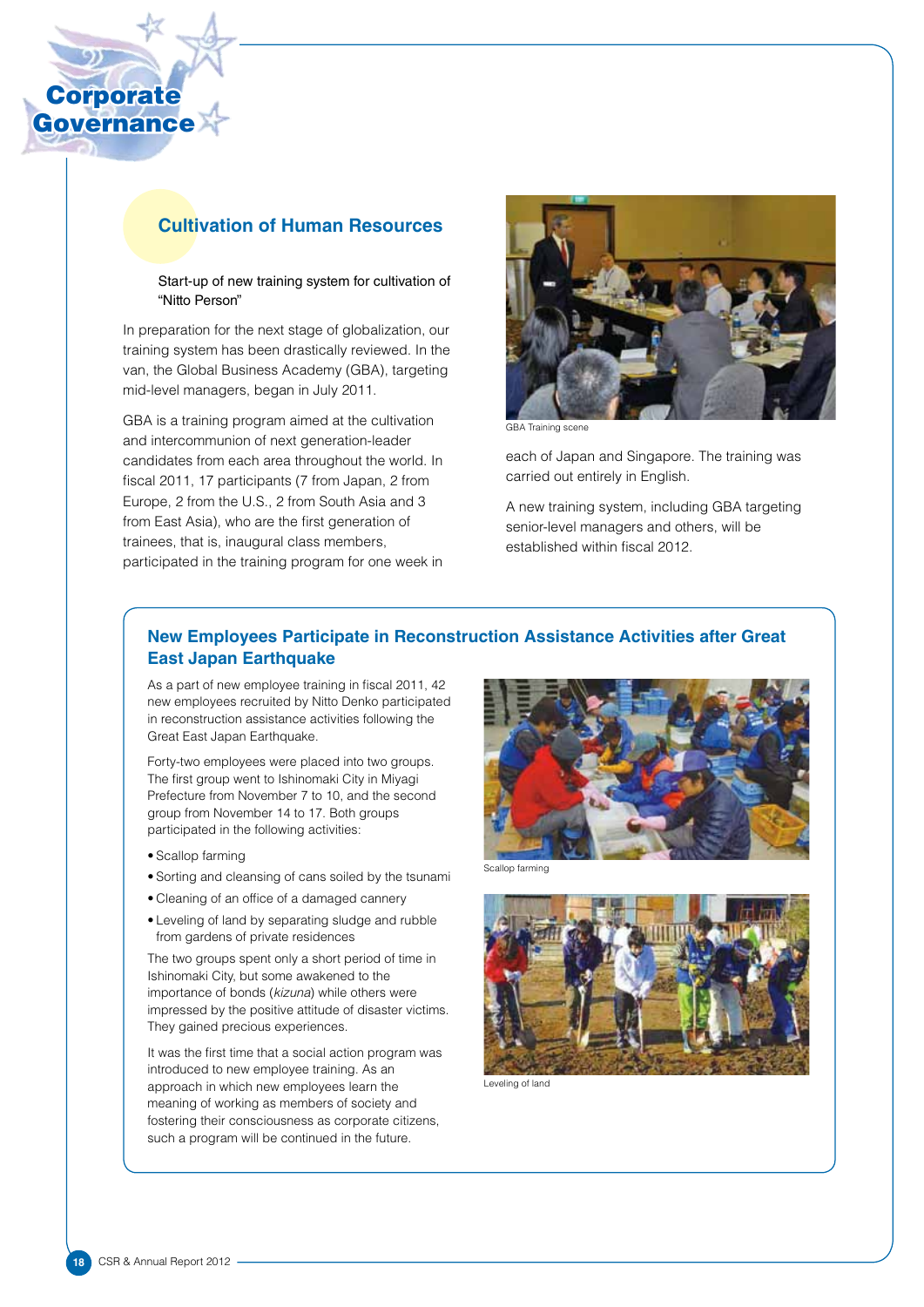# Corporate Governance

## Cultivation of Human Resources

### Start-up of new training system for cultivation of "Nitto Person"

In preparation for the next stage of globalization, our training system has been drastically reviewed. In the van, the Global Business Academy (GBA), targeting mid-level managers, began in July 2011.

GBA is a training program aimed at the cultivation and intercommunion of next generation-leader candidates from each area throughout the world. In fiscal 2011, 17 participants (7 from Japan, 2 from Europe, 2 from the U.S., 2 from South Asia and 3 from East Asia), who are the first generation of trainees, that is, inaugural class members, participated in the training program for one week in each of Japan and Singapore. The training was carried out entirely in English.

GBA Training scene

A new training system, including GBA targeting senior-level managers and others, will be established within fiscal 2012.

## New Employees Participate in Reconstruction Assistance Activities after Great East Japan Earthquake

As a part of new employee training in fiscal 2011, 42 new employees recruited by Nitto Denko participated in reconstruction assistance activities following the Great East Japan Earthquake.

Forty-two employees were placed into two groups. The first group went to Ishinomaki City in Miyagi Prefecture from November 7 to 10, and the second group from November 14 to 17. Both groups participated in the following activities:

- Scallop farming
- Sorting and cleansing of cans soiled by the tsunami
- Cleaning of an office of a damaged cannery
- Leveling of land by separating sludge and rubble from gardens of private residences

The two groups spent only a short period of time in Ishinomaki City, but some awakened to the importance of bonds (*kizuna*) while others were impressed by the positive attitude of disaster victims. They gained precious experiences.

It was the first time that a social action program was introduced to new employee training. As an approach in which new employees learn the meaning of working as members of society and fostering their consciousness as corporate citizens, such a program will be continued in the future.

Scallop farming

Leveling of land